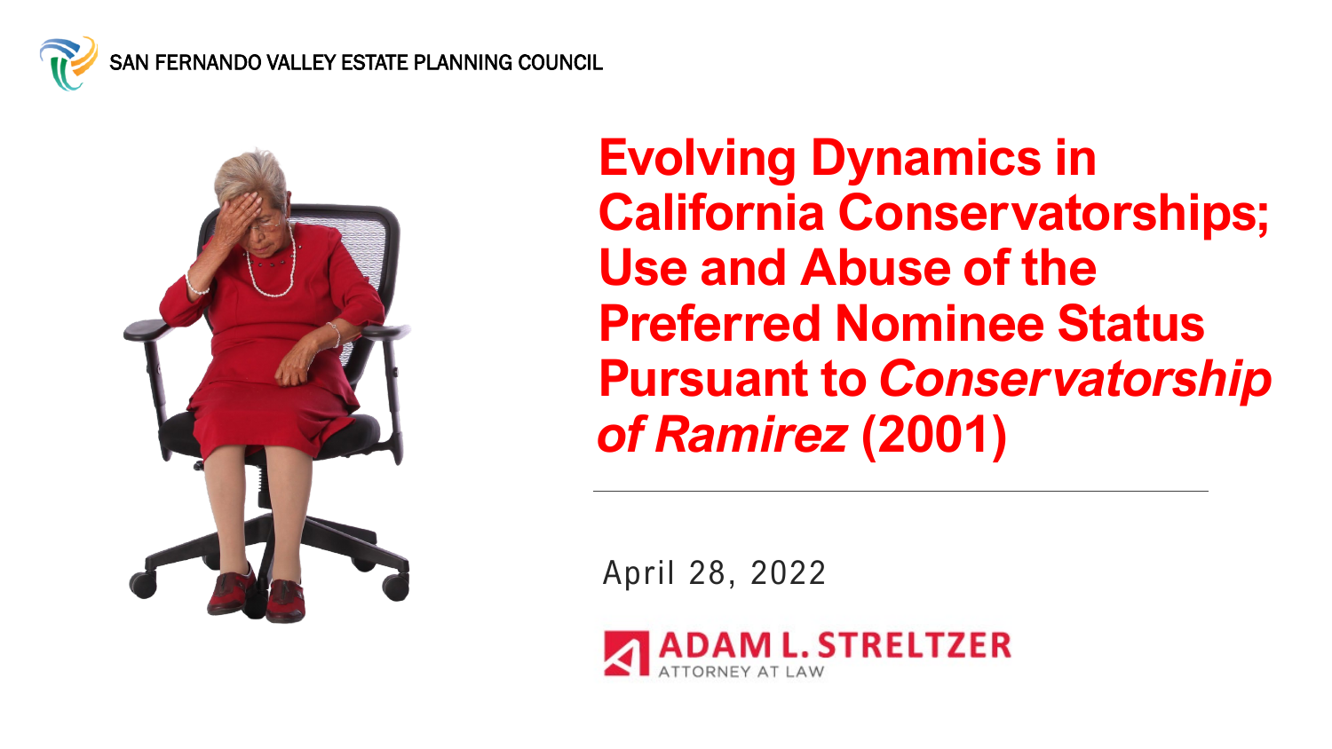SAN FERNANDO VALLEY ESTATE PLANNING COUNCIL

# Evolving Dynamics in California Conservatorships; Use and Abuse of the Preferred Nominee Status Pursuant to *Conservatorship of Ramirez* (2001)

April 28, 2022

ADAM L. STRELTZER
ATTORNEY AT LAW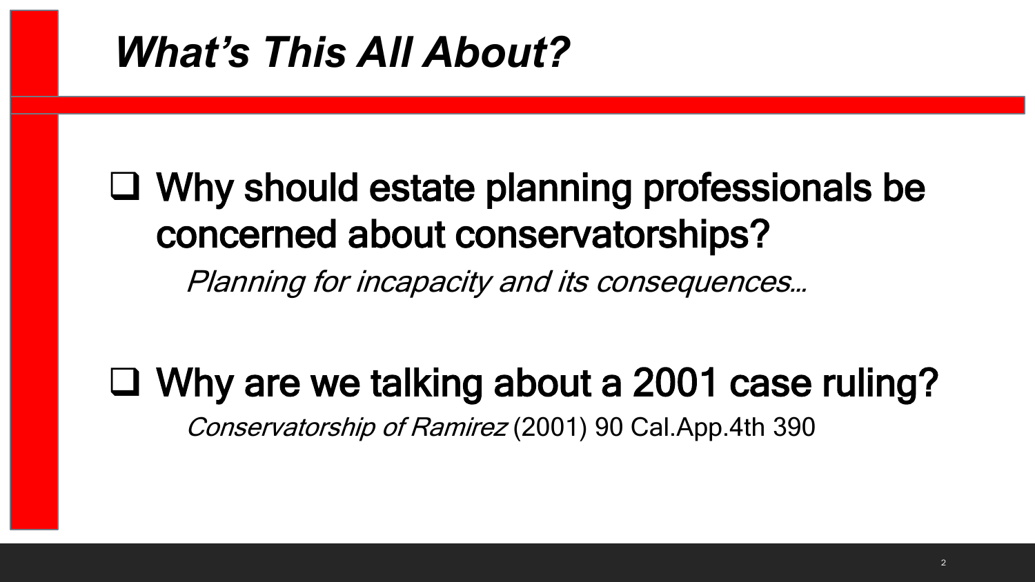# *What's This All About?*

- Why should estate planning professionals be concerned about conservatorships?

  *Planning for incapacity and its consequences…*

- Why are we talking about a 2001 case ruling?

  *Conservatorship of Ramirez* (2001) 90 Cal.App.4th 390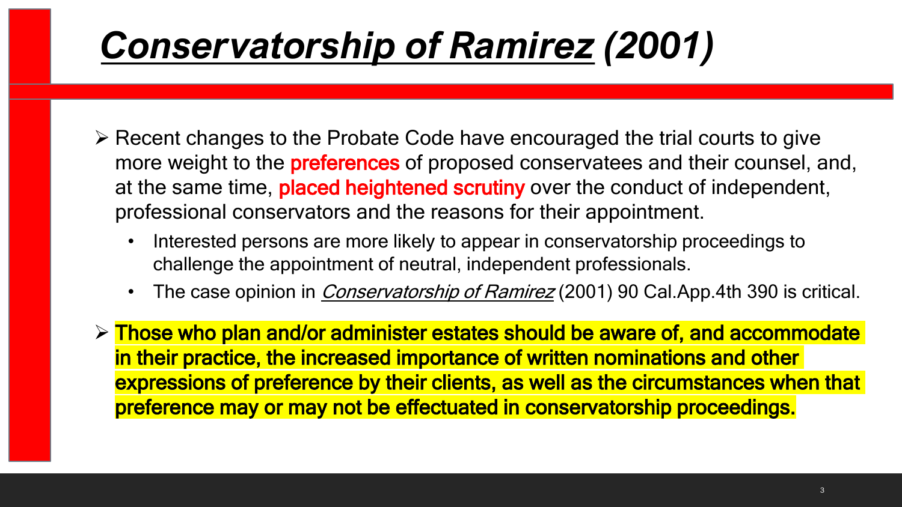# ***Conservatorship of Ramirez*** ***(2001)***

- Recent changes to the Probate Code have encouraged the trial courts to give more weight to the **preferences** of proposed conservatees and their counsel, and, at the same time, **placed heightened scrutiny** over the conduct of independent, professional conservators and the reasons for their appointment.
  - Interested persons are more likely to appear in conservatorship proceedings to challenge the appointment of neutral, independent professionals.
  - The case opinion in *Conservatorship of Ramirez* (2001) 90 Cal.App.4th 390 is critical.
- **Those who plan and/or administer estates should be aware of, and accommodate in their practice, the increased importance of written nominations and other expressions of preference by their clients, as well as the circumstances when that preference may or may not be effectuated in conservatorship proceedings.**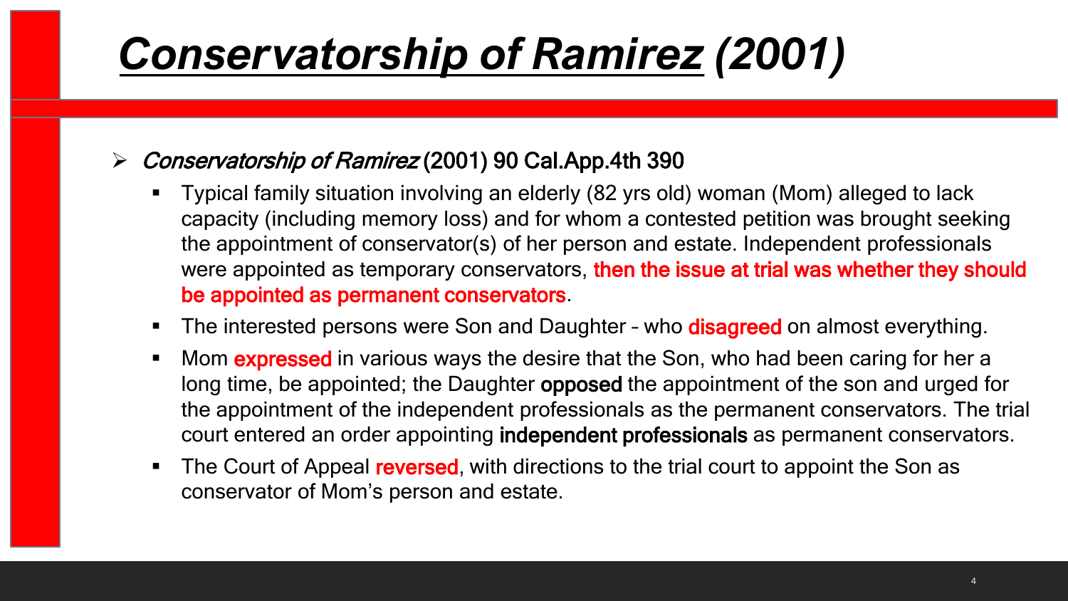# ***Conservatorship of Ramirez* (2001)**

- *Conservatorship of Ramirez* (2001) 90 Cal.App.4th 390
  - Typical family situation involving an elderly (82 yrs old) woman (Mom) alleged to lack capacity (including memory loss) and for whom a contested petition was brought seeking the appointment of conservator(s) of her person and estate. Independent professionals were appointed as temporary conservators, **then the issue at trial was whether they should be appointed as permanent conservators**.
  - The interested persons were Son and Daughter – who **disagreed** on almost everything.
  - Mom **expressed** in various ways the desire that the Son, who had been caring for her a long time, be appointed; the Daughter **opposed** the appointment of the son and urged for the appointment of the independent professionals as the permanent conservators. The trial court entered an order appointing **independent professionals** as permanent conservators.
  - The Court of Appeal **reversed**, with directions to the trial court to appoint the Son as conservator of Mom's person and estate.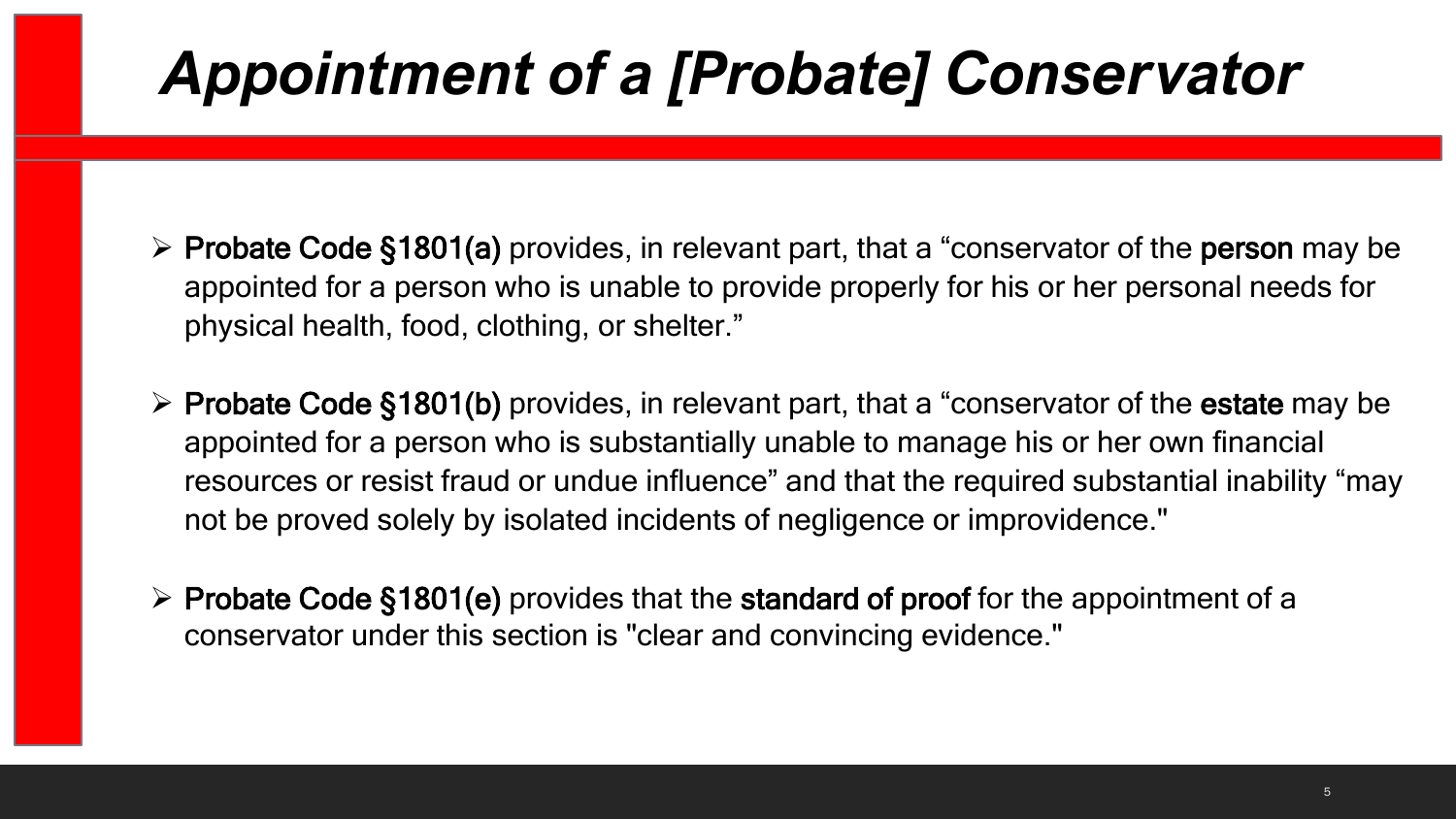# *Appointment of a [Probate] Conservator*

- **Probate Code §1801(a)** provides, in relevant part, that a "conservator of the **person** may be appointed for a person who is unable to provide properly for his or her personal needs for physical health, food, clothing, or shelter."

- **Probate Code §1801(b)** provides, in relevant part, that a "conservator of the **estate** may be appointed for a person who is substantially unable to manage his or her own financial resources or resist fraud or undue influence" and that the required substantial inability "may not be proved solely by isolated incidents of negligence or improvidence."

- **Probate Code §1801(e)** provides that the **standard of proof** for the appointment of a conservator under this section is "clear and convincing evidence."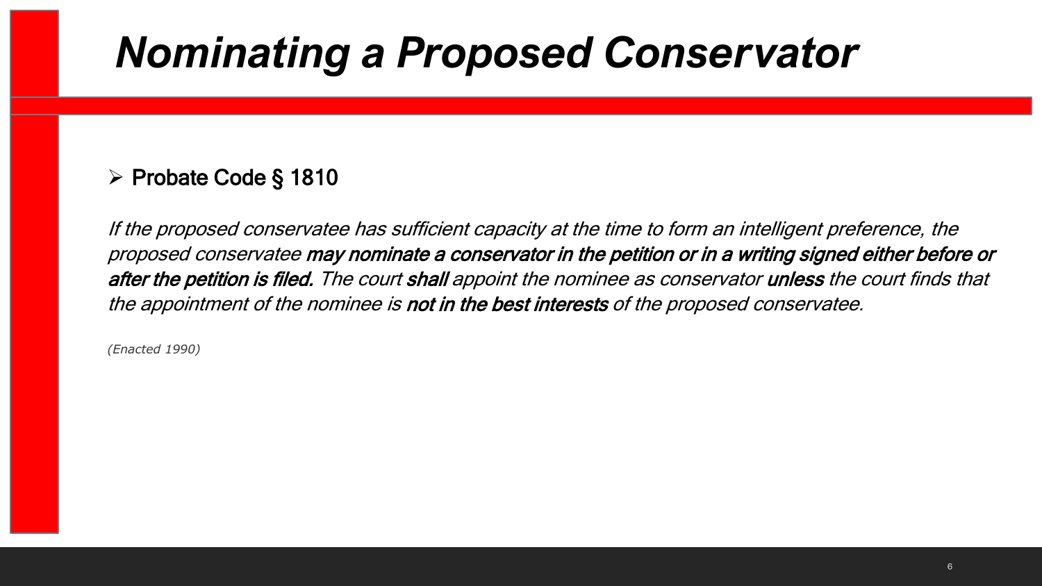# *Nominating a Proposed Conservator*

- Probate Code § 1810

*If the proposed conservatee has sufficient capacity at the time to form an intelligent preference, the proposed conservatee* ***may nominate a conservator in the petition or in a writing signed either before or after the petition is filed.*** *The court* ***shall*** *appoint the nominee as conservator* ***unless*** *the court finds that the appointment of the nominee is* ***not in the best interests*** *of the proposed conservatee.*

*(Enacted 1990)*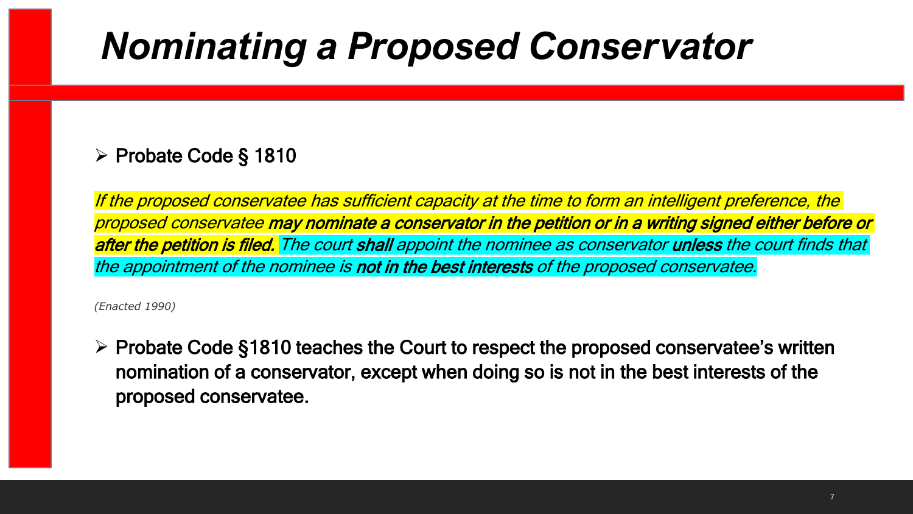# *Nominating a Proposed Conservator*

- Probate Code § 1810

*If the proposed conservatee has sufficient capacity at the time to form an intelligent preference, the proposed conservatee **may nominate a conservator in the petition or in a writing signed either before or after the petition is filed.** The court **shall** appoint the nominee as conservator **unless** the court finds that the appointment of the nominee is **not in the best interests** of the proposed conservatee.*

*(Enacted 1990)*

- **Probate Code §1810 teaches the Court to respect the proposed conservatee's written nomination of a conservator, except when doing so is not in the best interests of the proposed conservatee.**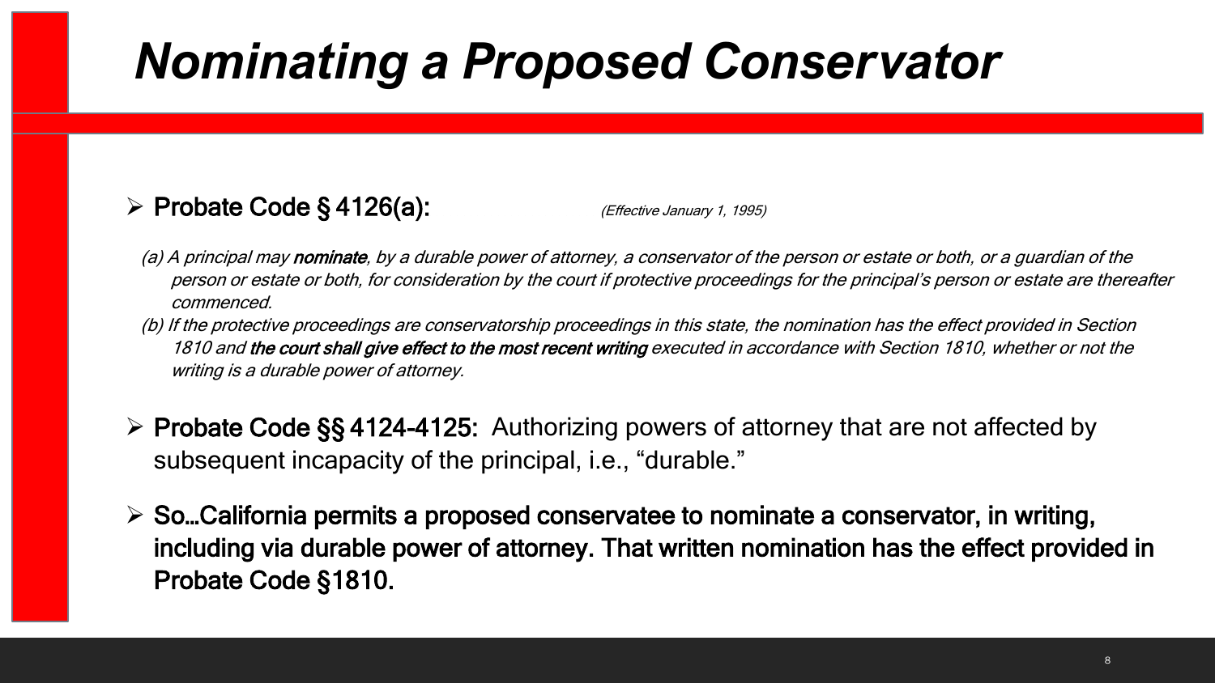# *Nominating a Proposed Conservator*

- **Probate Code § 4126(a):** *(Effective January 1, 1995)*

  *(a) A principal may **nominate**, by a durable power of attorney, a conservator of the person or estate or both, or a guardian of the person or estate or both, for consideration by the court if protective proceedings for the principal's person or estate are thereafter commenced.*

  *(b) If the protective proceedings are conservatorship proceedings in this state, the nomination has the effect provided in Section 1810 and **the court shall give effect to the most recent writing** executed in accordance with Section 1810, whether or not the writing is a durable power of attorney.*

- **Probate Code §§ 4124-4125:** Authorizing powers of attorney that are not affected by subsequent incapacity of the principal, i.e., "durable."

- **So…California permits a proposed conservatee to nominate a conservator, in writing, including via durable power of attorney. That written nomination has the effect provided in Probate Code §1810.**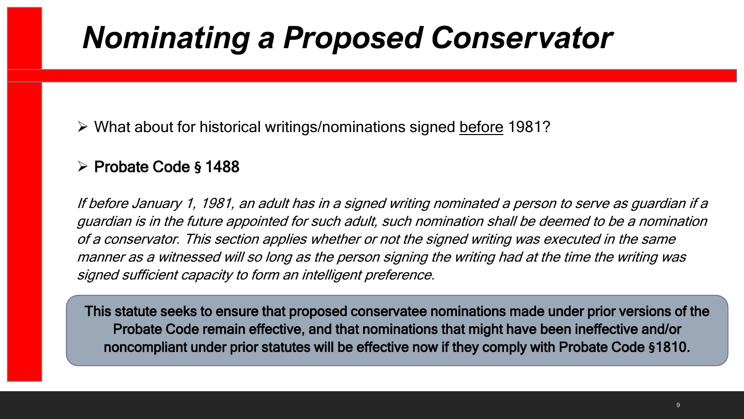# Nominating a Proposed Conservator

- What about for historical writings/nominations signed <u>before</u> 1981?

- **Probate Code § 1488**

*If before January 1, 1981, an adult has in a signed writing nominated a person to serve as guardian if a guardian is in the future appointed for such adult, such nomination shall be deemed to be a nomination of a conservator. This section applies whether or not the signed writing was executed in the same manner as a witnessed will so long as the person signing the writing had at the time the writing was signed sufficient capacity to form an intelligent preference.*

**This statute seeks to ensure that proposed conservatee nominations made under prior versions of the Probate Code remain effective, and that nominations that might have been ineffective and/or noncompliant under prior statutes will be effective now if they comply with Probate Code §1810.**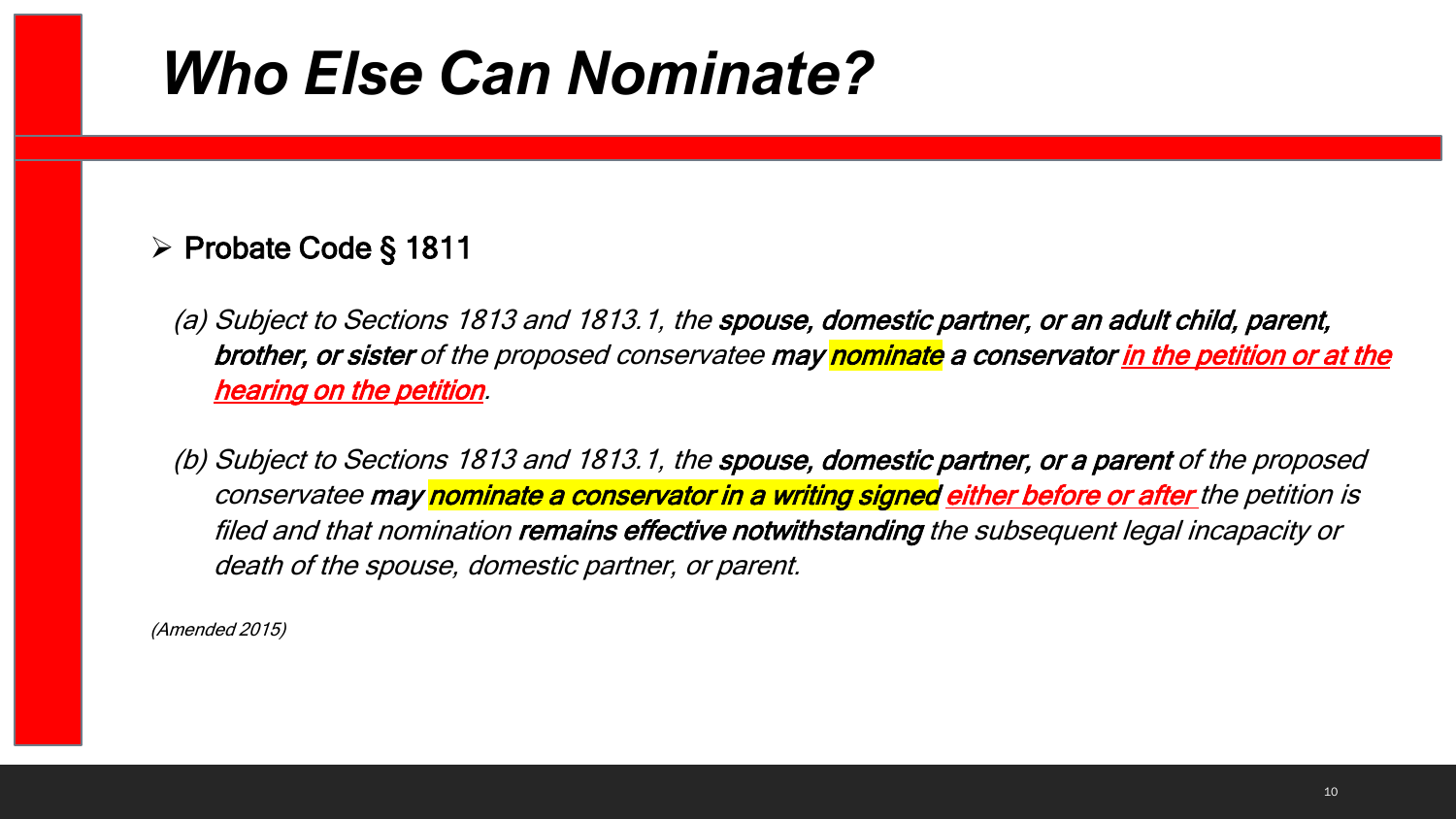# Who Else Can Nominate?

- Probate Code § 1811

*(a) Subject to Sections 1813 and 1813.1, the **spouse, domestic partner, or an adult child, parent, brother, or sister** of the proposed conservatee **may nominate a conservator** **in the petition or at the hearing on the petition**.*

*(b) Subject to Sections 1813 and 1813.1, the **spouse, domestic partner, or a parent** of the proposed conservatee **may nominate a conservator in a writing signed** **either before or after** the petition is filed and that nomination **remains effective notwithstanding** the subsequent legal incapacity or death of the spouse, domestic partner, or parent.*

*(Amended 2015)*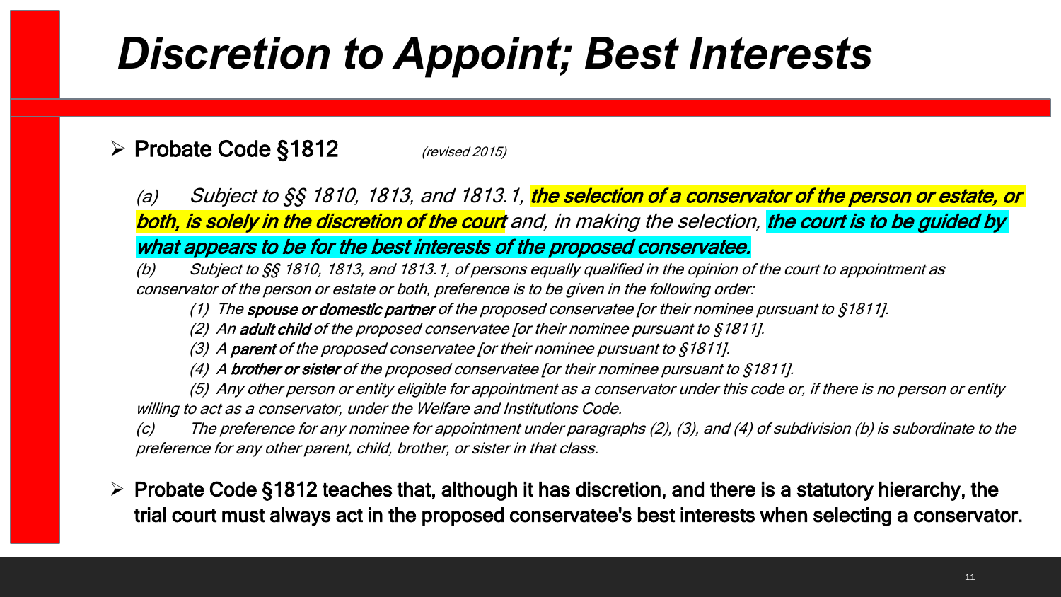# *Discretion to Appoint; Best Interests*

- **Probate Code §1812** *(revised 2015)*

*(a) Subject to §§ 1810, 1813, and 1813.1,* ***the selection of a conservator of the person or estate, or both, is solely in the discretion of the court*** *and, in making the selection,* ***the court is to be guided by what appears to be for the best interests of the proposed conservatee.***

*(b) Subject to §§ 1810, 1813, and 1813.1, of persons equally qualified in the opinion of the court to appointment as conservator of the person or estate or both, preference is to be given in the following order:*

*(1) The* ***spouse or domestic partner*** *of the proposed conservatee [or their nominee pursuant to §1811].*

*(2) An* ***adult child*** *of the proposed conservatee [or their nominee pursuant to §1811].*

*(3) A* ***parent*** *of the proposed conservatee [or their nominee pursuant to §1811].*

*(4) A* ***brother or sister*** *of the proposed conservatee [or their nominee pursuant to §1811].*

*(5) Any other person or entity eligible for appointment as a conservator under this code or, if there is no person or entity willing to act as a conservator, under the Welfare and Institutions Code.*

*(c) The preference for any nominee for appointment under paragraphs (2), (3), and (4) of subdivision (b) is subordinate to the preference for any other parent, child, brother, or sister in that class.*

- **Probate Code §1812 teaches that, although it has discretion, and there is a statutory hierarchy, the trial court must always act in the proposed conservatee's best interests when selecting a conservator.**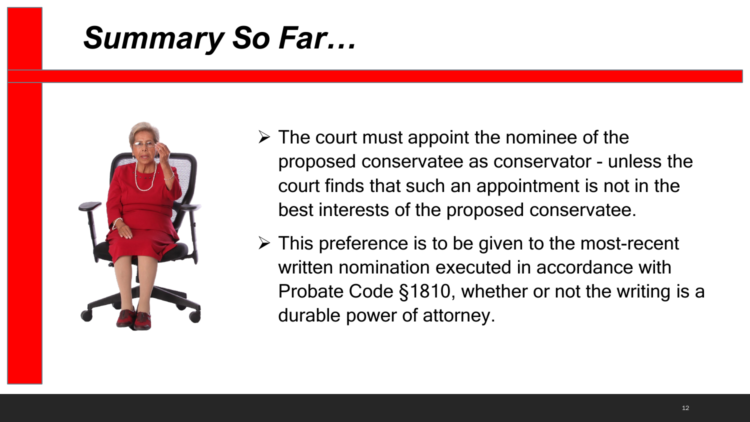# *Summary So Far…*

- The court must appoint the nominee of the proposed conservatee as conservator - unless the court finds that such an appointment is not in the best interests of the proposed conservatee.
- This preference is to be given to the most-recent written nomination executed in accordance with Probate Code §1810, whether or not the writing is a durable power of attorney.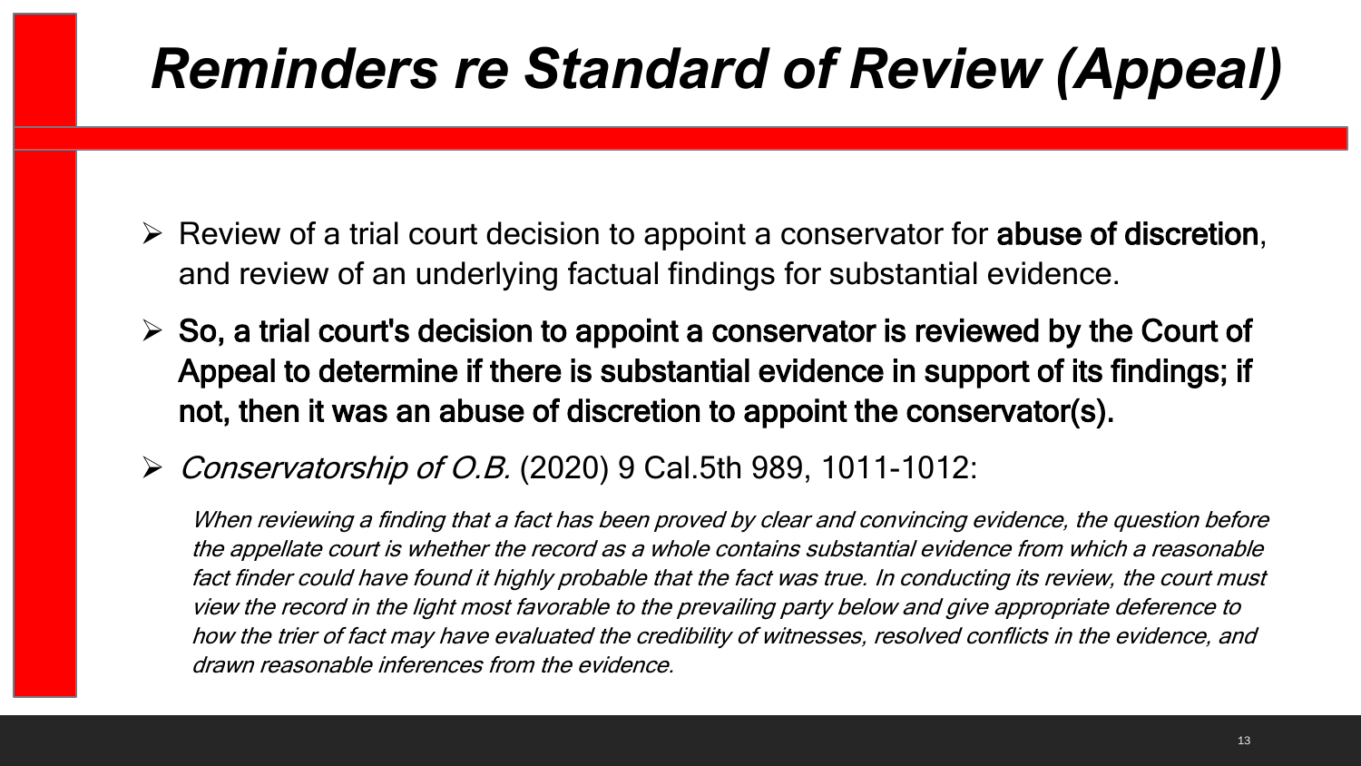# *Reminders re Standard of Review (Appeal)*

- Review of a trial court decision to appoint a conservator for **abuse of discretion**, and review of an underlying factual findings for substantial evidence.
- **So, a trial court's decision to appoint a conservator is reviewed by the Court of Appeal to determine if there is substantial evidence in support of its findings; if not, then it was an abuse of discretion to appoint the conservator(s).**
- *Conservatorship of O.B.* (2020) 9 Cal.5th 989, 1011-1012:

  *When reviewing a finding that a fact has been proved by clear and convincing evidence, the question before the appellate court is whether the record as a whole contains substantial evidence from which a reasonable fact finder could have found it highly probable that the fact was true. In conducting its review, the court must view the record in the light most favorable to the prevailing party below and give appropriate deference to how the trier of fact may have evaluated the credibility of witnesses, resolved conflicts in the evidence, and drawn reasonable inferences from the evidence.*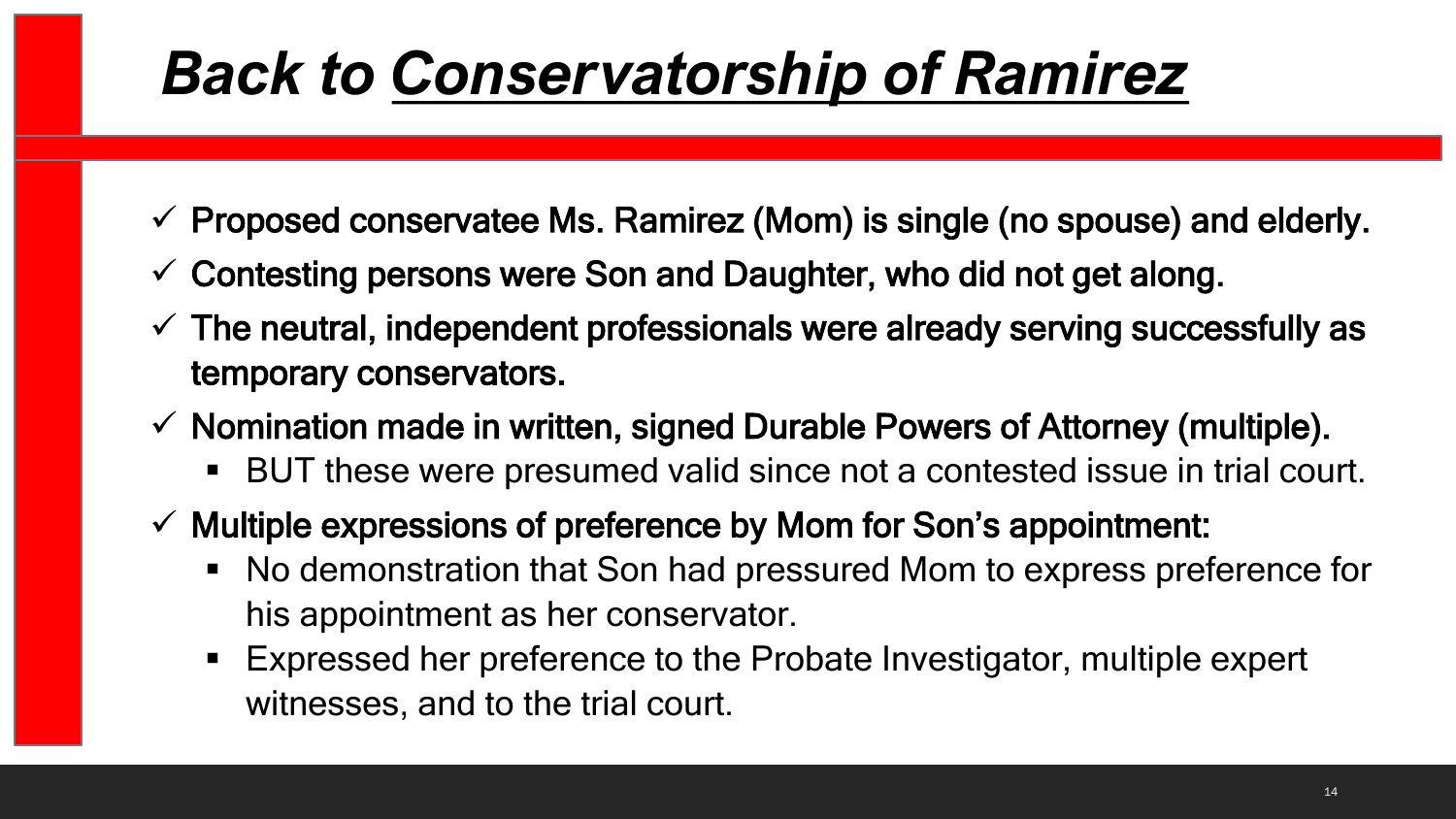# *Back to Conservatorship of Ramirez*

- ✓ **Proposed conservatee Ms. Ramirez (Mom) is single (no spouse) and elderly.**
- ✓ **Contesting persons were Son and Daughter, who did not get along.**
- ✓ **The neutral, independent professionals were already serving successfully as temporary conservators.**
- ✓ **Nomination made in written, signed Durable Powers of Attorney (multiple).**
  - BUT these were presumed valid since not a contested issue in trial court.
- ✓ **Multiple expressions of preference by Mom for Son's appointment:**
  - No demonstration that Son had pressured Mom to express preference for his appointment as her conservator.
  - Expressed her preference to the Probate Investigator, multiple expert witnesses, and to the trial court.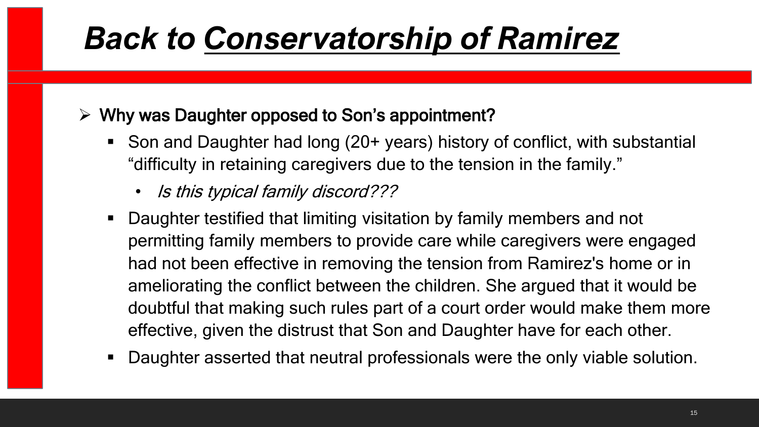# Back to *Conservatorship of Ramirez*

- **Why was Daughter opposed to Son's appointment?**
  - Son and Daughter had long (20+ years) history of conflict, with substantial "difficulty in retaining caregivers due to the tension in the family."
    - *Is this typical family discord???*
  - Daughter testified that limiting visitation by family members and not permitting family members to provide care while caregivers were engaged had not been effective in removing the tension from Ramirez's home or in ameliorating the conflict between the children. She argued that it would be doubtful that making such rules part of a court order would make them more effective, given the distrust that Son and Daughter have for each other.
  - Daughter asserted that neutral professionals were the only viable solution.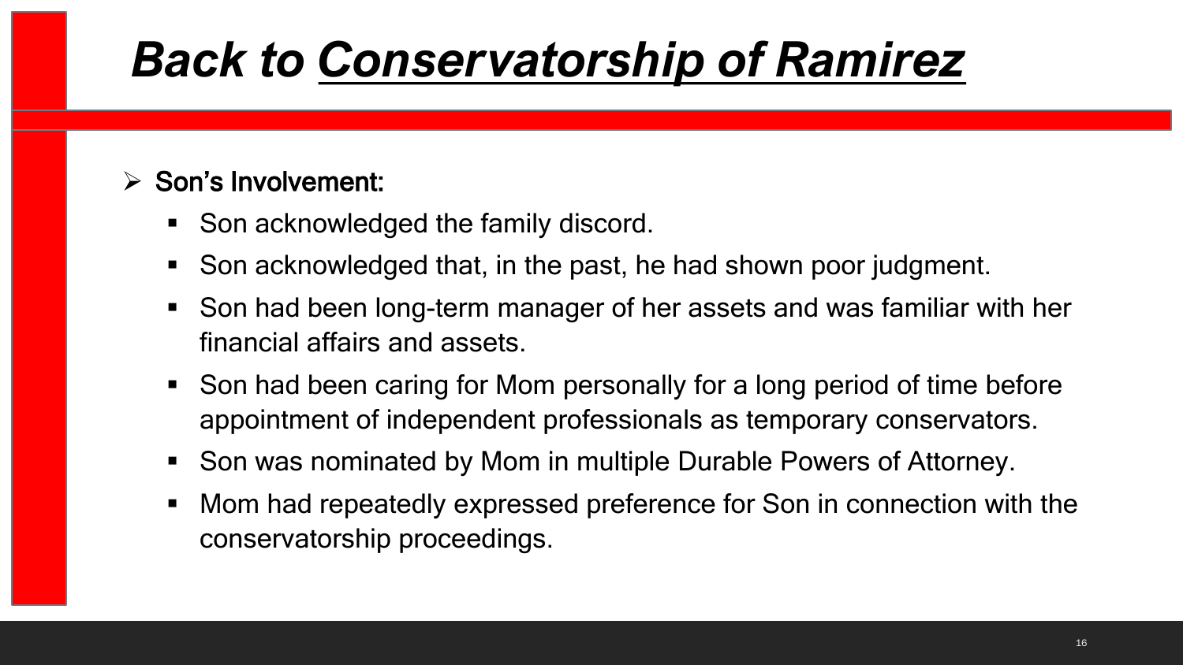# Back to *Conservatorship of Ramirez*

- **Son's Involvement:**
  - Son acknowledged the family discord.
  - Son acknowledged that, in the past, he had shown poor judgment.
  - Son had been long-term manager of her assets and was familiar with her financial affairs and assets.
  - Son had been caring for Mom personally for a long period of time before appointment of independent professionals as temporary conservators.
  - Son was nominated by Mom in multiple Durable Powers of Attorney.
  - Mom had repeatedly expressed preference for Son in connection with the conservatorship proceedings.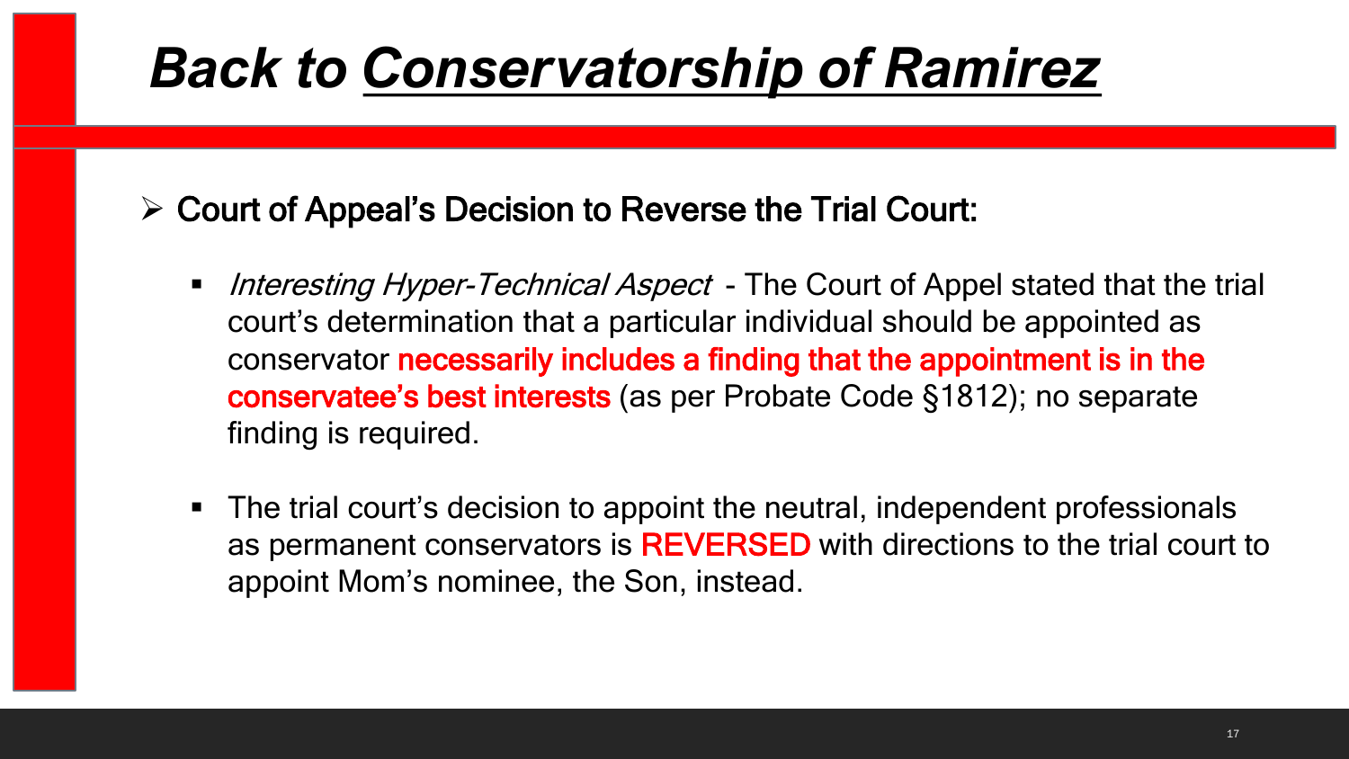# Back to *Conservatorship of Ramirez*

- **Court of Appeal's Decision to Reverse the Trial Court:**
  - *Interesting Hyper-Technical Aspect* - The Court of Appel stated that the trial court's determination that a particular individual should be appointed as conservator **necessarily includes a finding that the appointment is in the conservatee's best interests** (as per Probate Code §1812); no separate finding is required.
  - The trial court's decision to appoint the neutral, independent professionals as permanent conservators is **REVERSED** with directions to the trial court to appoint Mom's nominee, the Son, instead.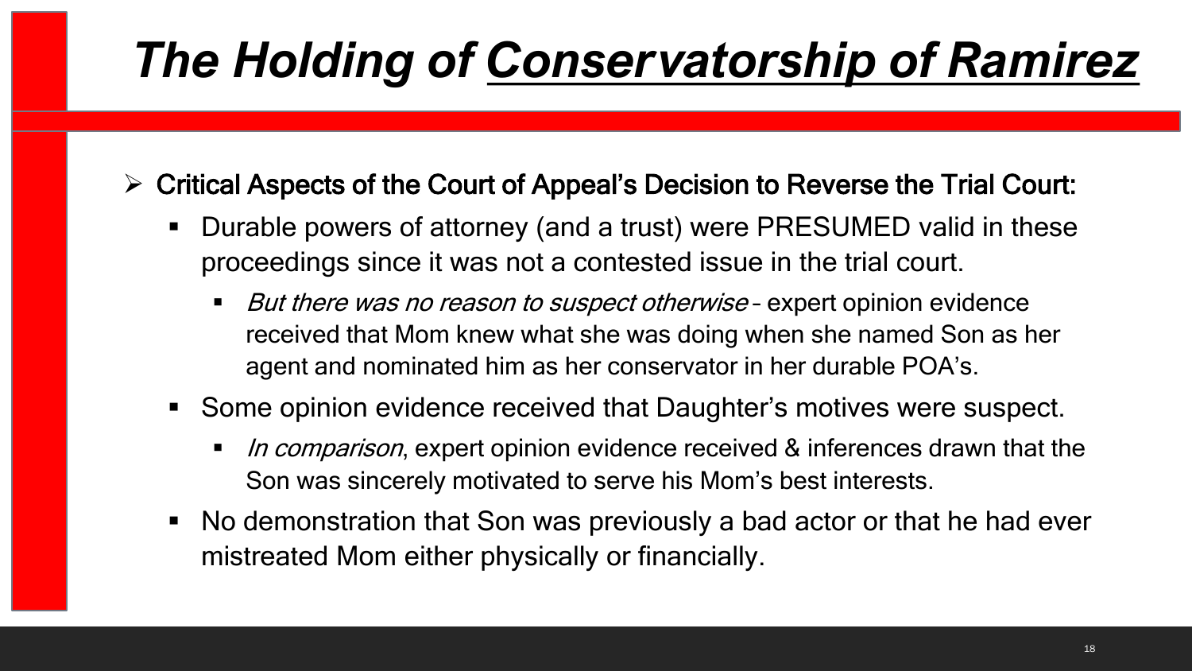# *The Holding of Conservatorship of Ramirez*

- **Critical Aspects of the Court of Appeal's Decision to Reverse the Trial Court:**
  - Durable powers of attorney (and a trust) were PRESUMED valid in these proceedings since it was not a contested issue in the trial court.
    - *But there was no reason to suspect otherwise* – expert opinion evidence received that Mom knew what she was doing when she named Son as her agent and nominated him as her conservator in her durable POA's.
  - Some opinion evidence received that Daughter's motives were suspect.
    - *In comparison*, expert opinion evidence received & inferences drawn that the Son was sincerely motivated to serve his Mom's best interests.
  - No demonstration that Son was previously a bad actor or that he had ever mistreated Mom either physically or financially.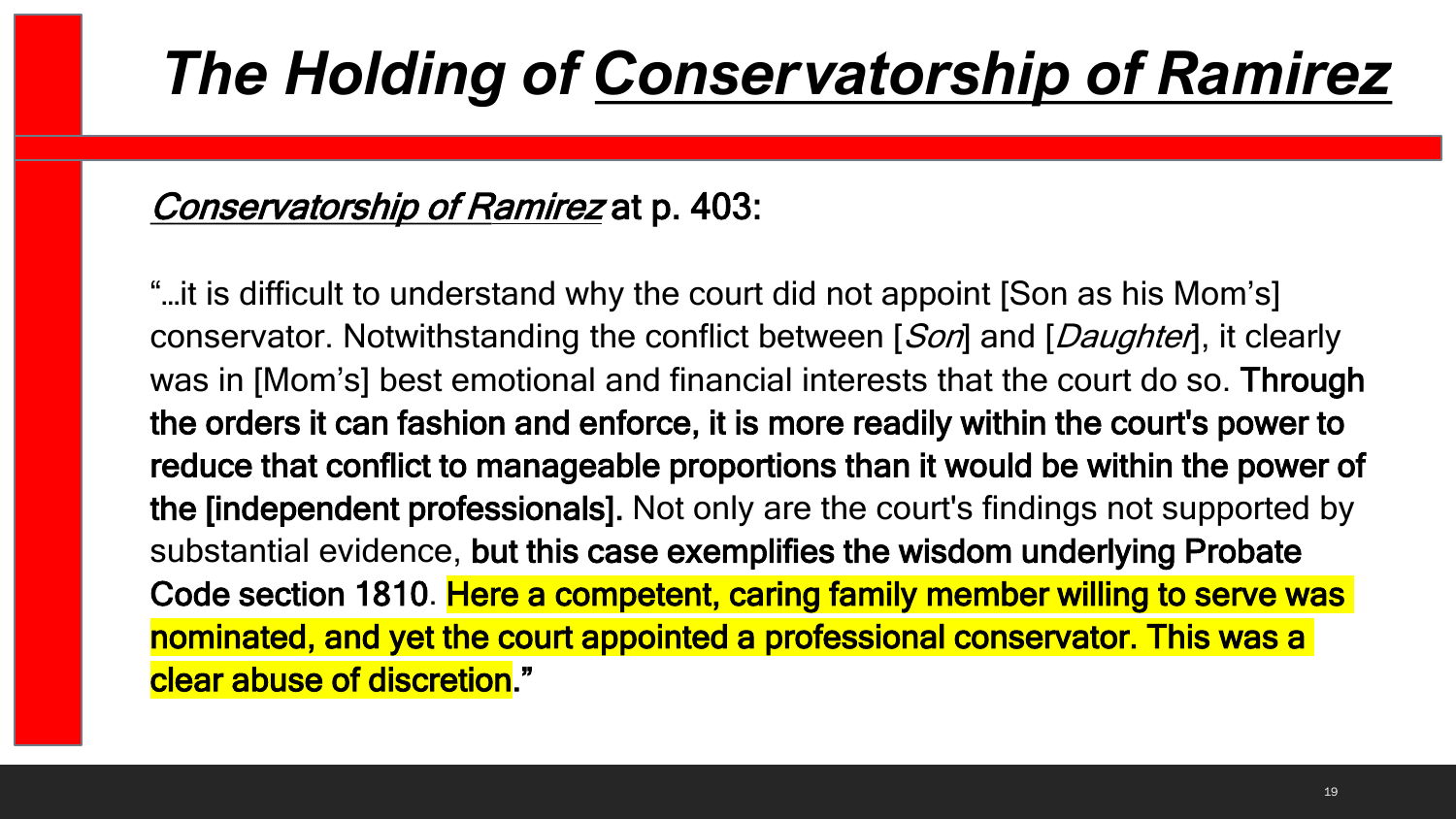# *The Holding of Conservatorship of Ramirez*

*Conservatorship of Ramirez* at p. 403:

"…it is difficult to understand why the court did not appoint [Son as his Mom's] conservator. Notwithstanding the conflict between [*Son*] and [*Daughter*], it clearly was in [Mom's] best emotional and financial interests that the court do so. **Through the orders it can fashion and enforce, it is more readily within the court's power to reduce that conflict to manageable proportions than it would be within the power of the [independent professionals].** Not only are the court's findings not supported by substantial evidence, **but this case exemplifies the wisdom underlying Probate Code section 1810**. **Here a competent, caring family member willing to serve was nominated, and yet the court appointed a professional conservator. This was a clear abuse of discretion.**"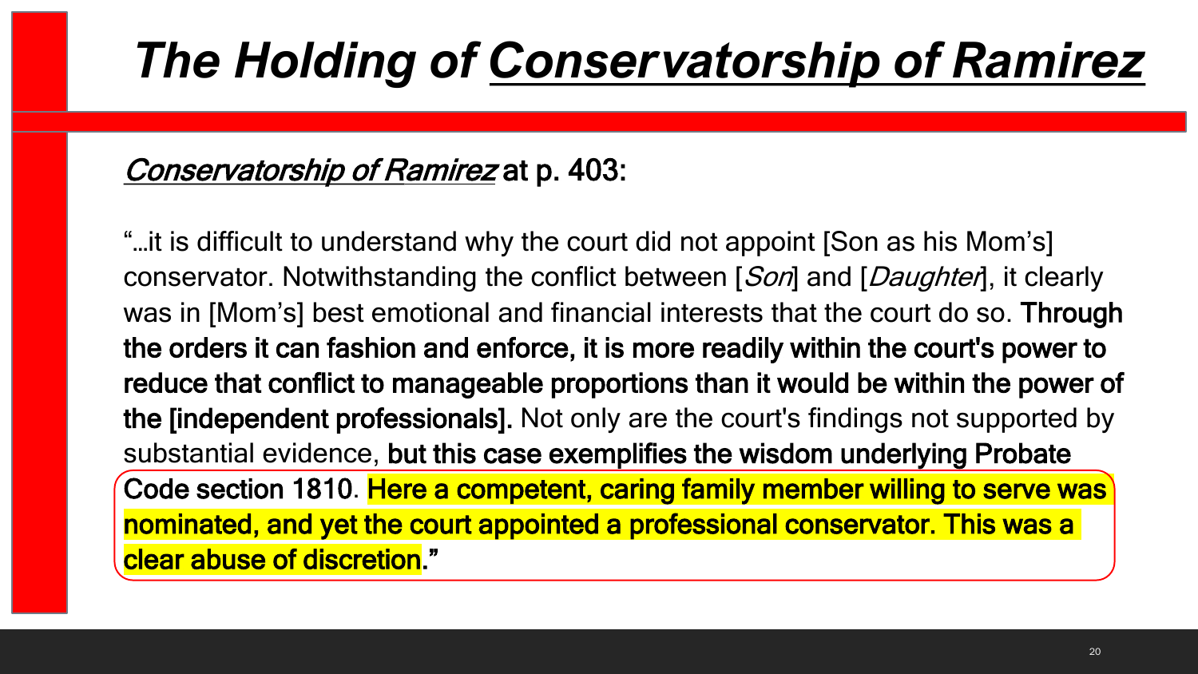# *The Holding of Conservatorship of Ramirez*

*Conservatorship of Ramirez* **at p. 403:**

"…it is difficult to understand why the court did not appoint [Son as his Mom's] conservator. Notwithstanding the conflict between [*Son*] and [*Daughter*], it clearly was in [Mom's] best emotional and financial interests that the court do so. **Through the orders it can fashion and enforce, it is more readily within the court's power to reduce that conflict to manageable proportions than it would be within the power of the [independent professionals].** Not only are the court's findings not supported by substantial evidence, **but this case exemplifies the wisdom underlying Probate Code section 1810**. **Here a competent, caring family member willing to serve was nominated, and yet the court appointed a professional conservator. This was a clear abuse of discretion.**"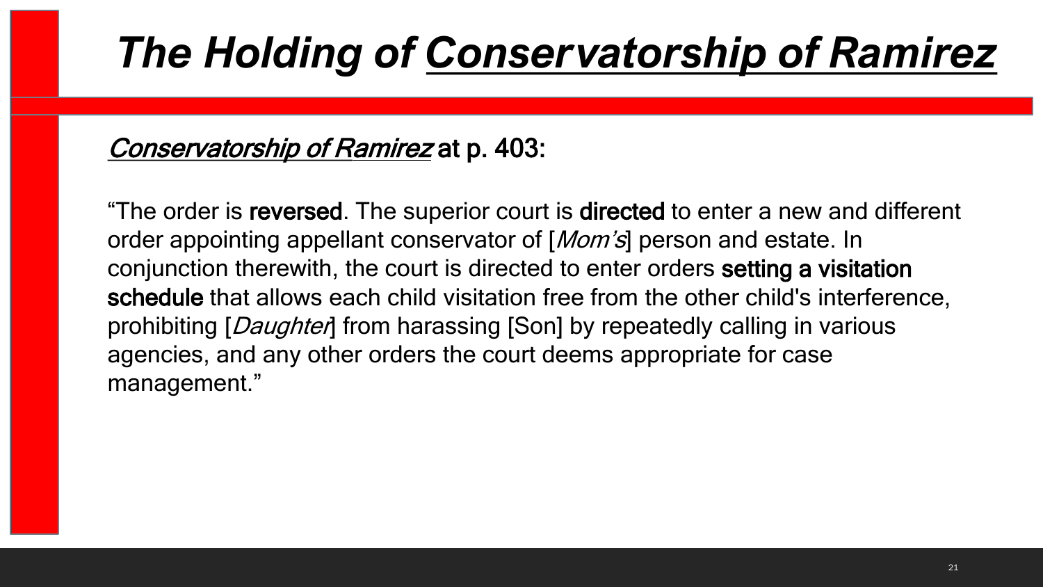# ***The Holding of Conservatorship of Ramirez***

*Conservatorship of Ramirez* at p. 403:

"The order is **reversed**. The superior court is **directed** to enter a new and different order appointing appellant conservator of [*Mom's*] person and estate. In conjunction therewith, the court is directed to enter orders **setting a visitation schedule** that allows each child visitation free from the other child's interference, prohibiting [*Daughter*] from harassing [Son] by repeatedly calling in various agencies, and any other orders the court deems appropriate for case management."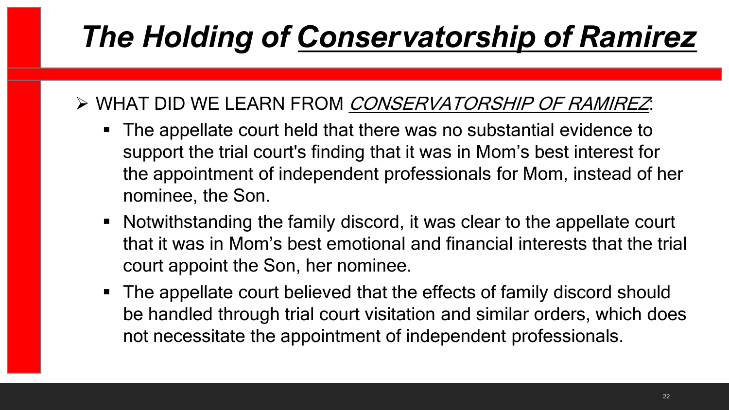# *The Holding of Conservatorship of Ramirez*

- WHAT DID WE LEARN FROM *CONSERVATORSHIP OF RAMIREZ*:
  - The appellate court held that there was no substantial evidence to support the trial court's finding that it was in Mom's best interest for the appointment of independent professionals for Mom, instead of her nominee, the Son.
  - Notwithstanding the family discord, it was clear to the appellate court that it was in Mom's best emotional and financial interests that the trial court appoint the Son, her nominee.
  - The appellate court believed that the effects of family discord should be handled through trial court visitation and similar orders, which does not necessitate the appointment of independent professionals.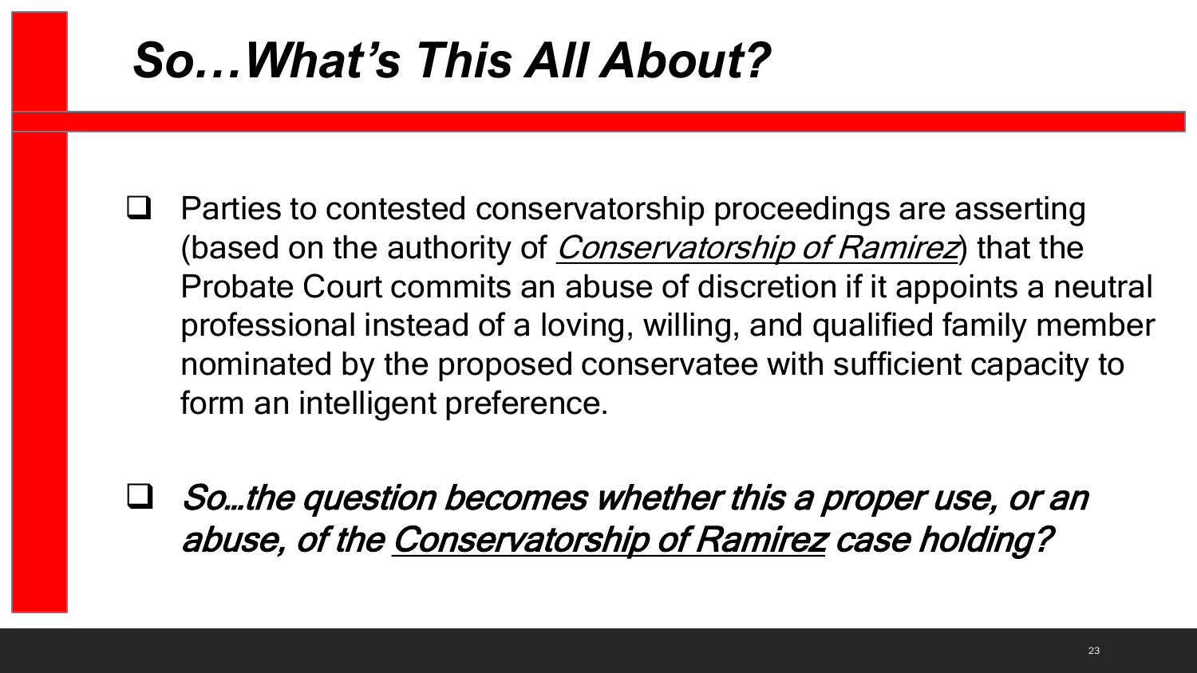# *So…What's This All About?*

- Parties to contested conservatorship proceedings are asserting (based on the authority of *Conservatorship of Ramirez*) that the Probate Court commits an abuse of discretion if it appoints a neutral professional instead of a loving, willing, and qualified family member nominated by the proposed conservatee with sufficient capacity to form an intelligent preference.

- ***So…the question becomes whether this a proper use, or an abuse, of the Conservatorship of Ramirez case holding?***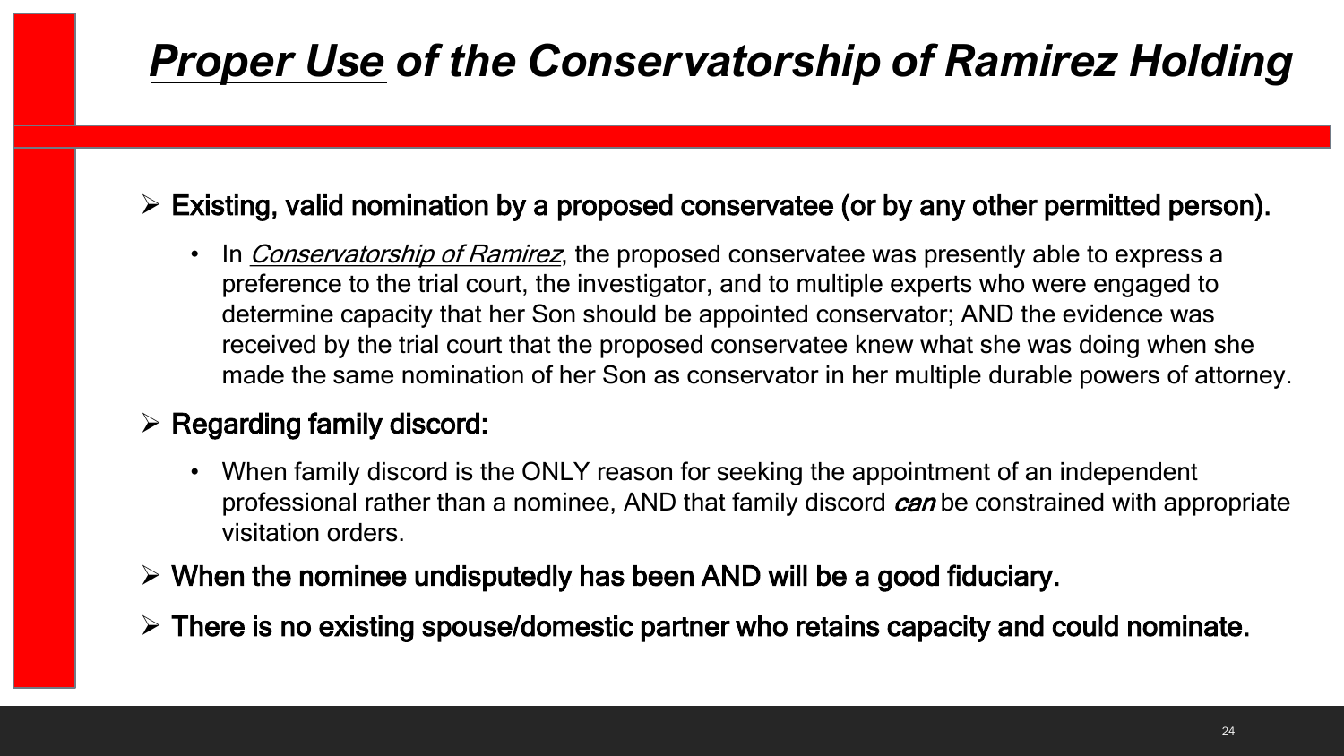# ***Proper Use*** ***of the Conservatorship of Ramirez Holding***

- **Existing, valid nomination by a proposed conservatee (or by any other permitted person).**
  - In *Conservatorship of Ramirez*, the proposed conservatee was presently able to express a preference to the trial court, the investigator, and to multiple experts who were engaged to determine capacity that her Son should be appointed conservator; AND the evidence was received by the trial court that the proposed conservatee knew what she was doing when she made the same nomination of her Son as conservator in her multiple durable powers of attorney.
- **Regarding family discord:**
  - When family discord is the ONLY reason for seeking the appointment of an independent professional rather than a nominee, AND that family discord ***can*** be constrained with appropriate visitation orders.
- **When the nominee undisputedly has been AND will be a good fiduciary.**
- **There is no existing spouse/domestic partner who retains capacity and could nominate.**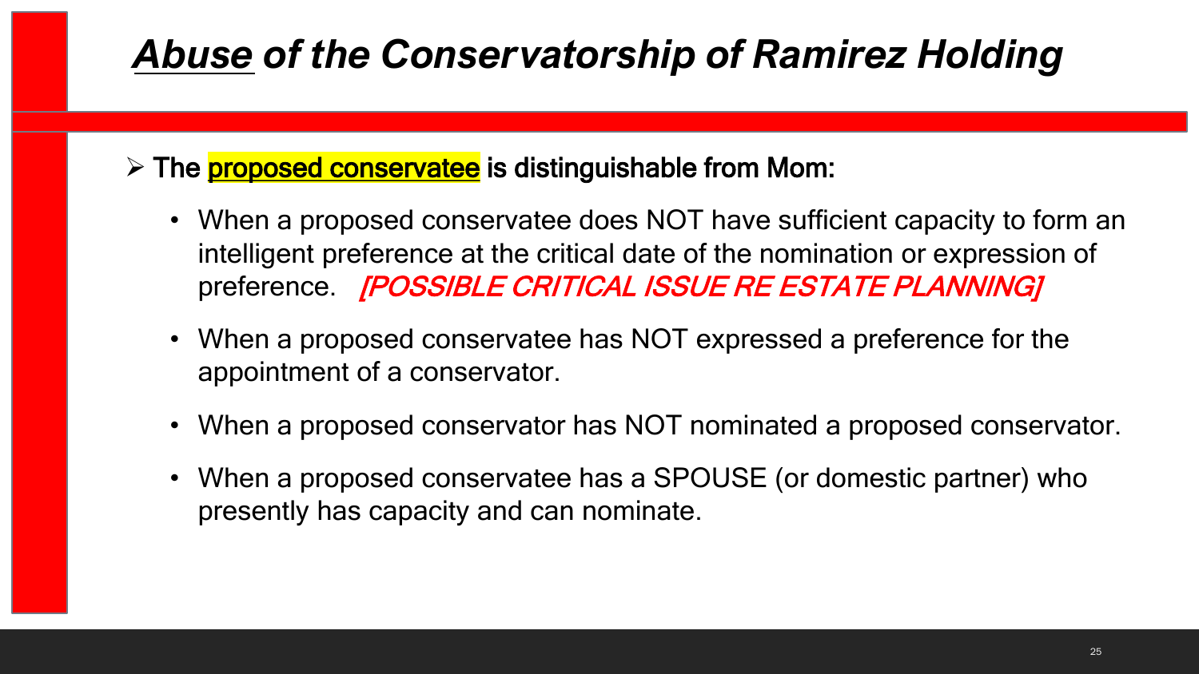# ***<u>Abuse</u>* of the Conservatorship of Ramirez Holding**

- **The <u>proposed conservatee</u> is distinguishable from Mom:**
  - When a proposed conservatee does NOT have sufficient capacity to form an intelligent preference at the critical date of the nomination or expression of preference. ***[POSSIBLE CRITICAL ISSUE RE ESTATE PLANNING]***
  - When a proposed conservatee has NOT expressed a preference for the appointment of a conservator.
  - When a proposed conservator has NOT nominated a proposed conservator.
  - When a proposed conservatee has a SPOUSE (or domestic partner) who presently has capacity and can nominate.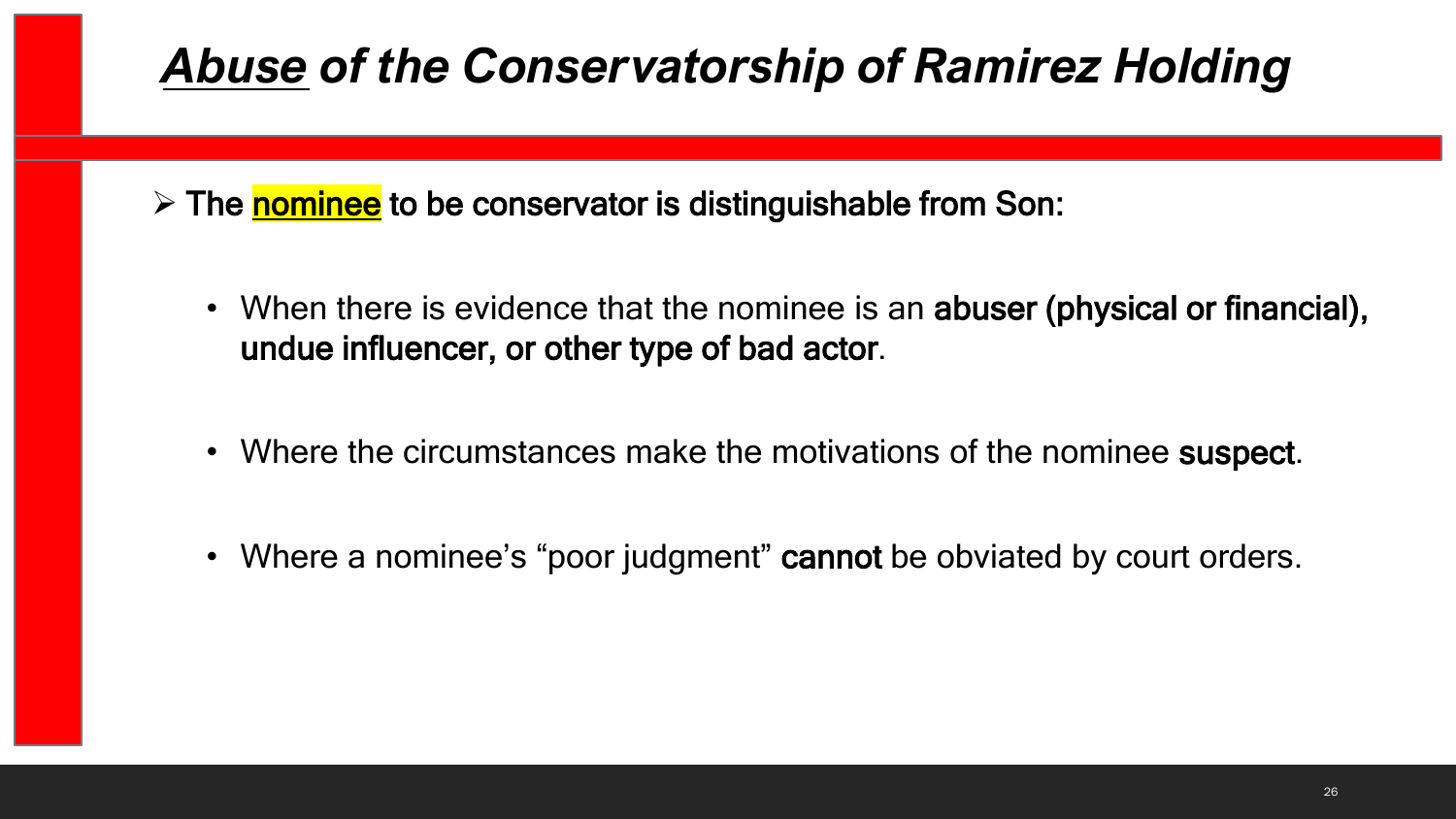# ***Abuse* of the Conservatorship of Ramirez Holding**

- **The nominee to be conservator is distinguishable from Son:**
  - When there is evidence that the nominee is an **abuser (physical or financial), undue influencer, or other type of bad actor**.
  - Where the circumstances make the motivations of the nominee **suspect**.
  - Where a nominee's "poor judgment" **cannot** be obviated by court orders.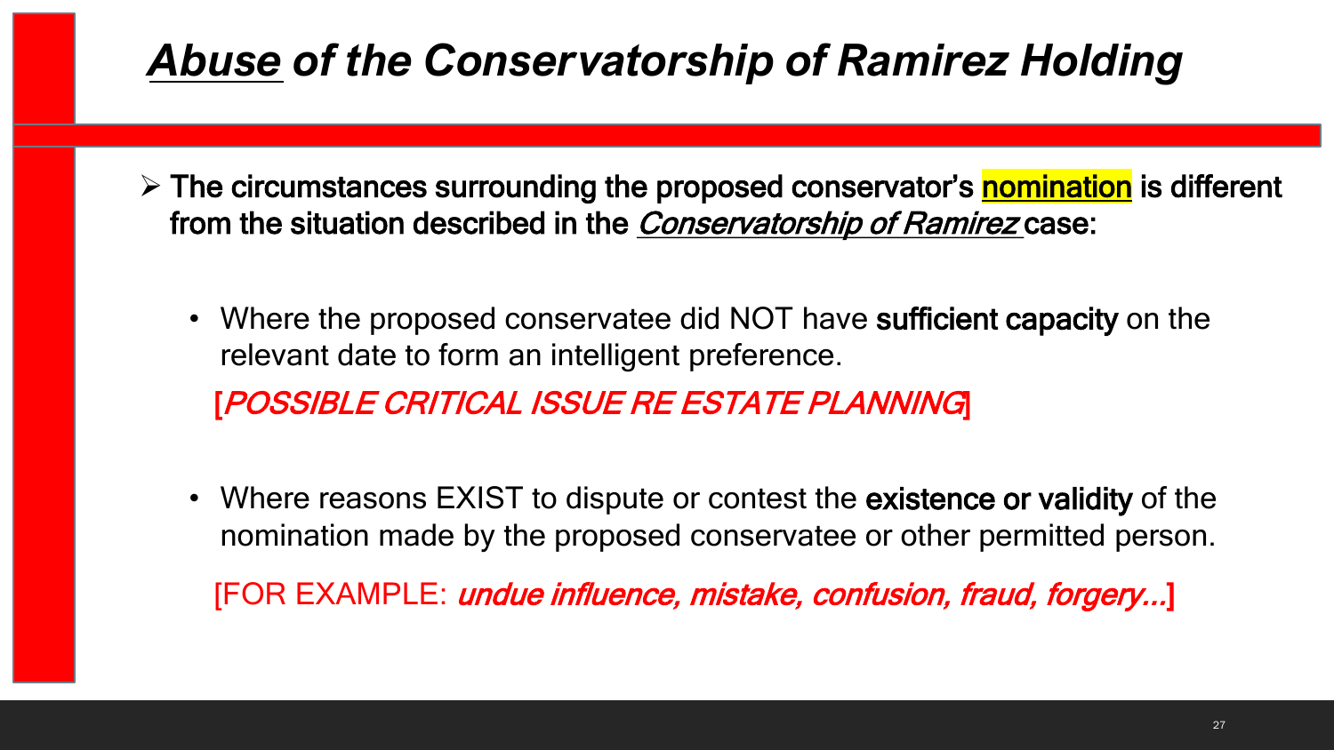# ***Abuse* of the Conservatorship of Ramirez Holding**

- **The circumstances surrounding the proposed conservator's nomination is different from the situation described in the *Conservatorship of Ramirez* case:**

  - Where the proposed conservatee did NOT have **sufficient capacity** on the relevant date to form an intelligent preference.

    [*POSSIBLE CRITICAL ISSUE RE ESTATE PLANNING*]

  - Where reasons EXIST to dispute or contest the **existence or validity** of the nomination made by the proposed conservatee or other permitted person.

    [FOR EXAMPLE: *undue influence, mistake, confusion, fraud, forgery…*]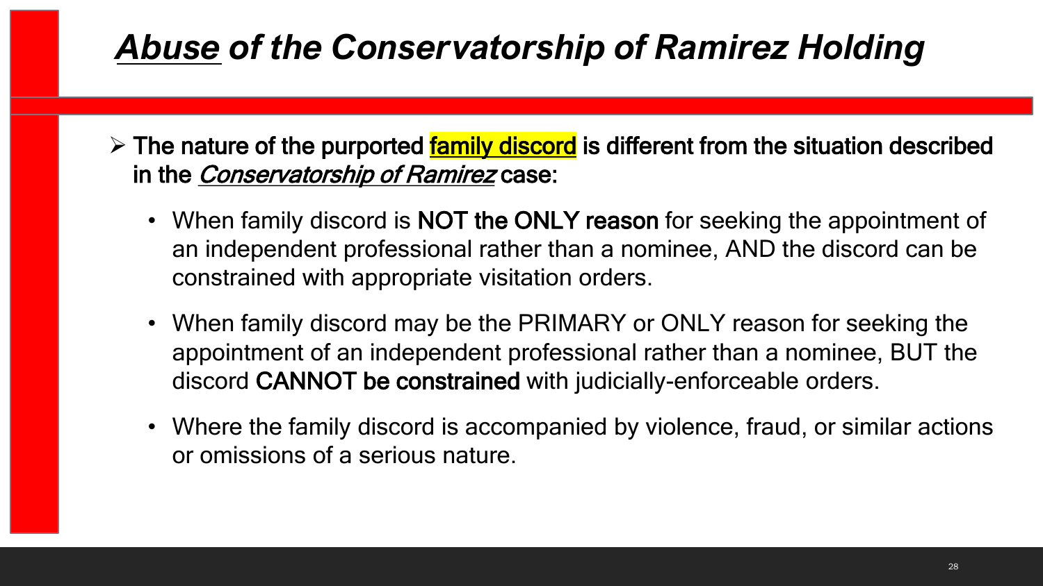# ***Abuse*** ***of the Conservatorship of Ramirez Holding***

- **The nature of the purported family discord is different from the situation described in the *Conservatorship of Ramirez* case:**
  - When family discord is **NOT the ONLY reason** for seeking the appointment of an independent professional rather than a nominee, AND the discord can be constrained with appropriate visitation orders.
  - When family discord may be the PRIMARY or ONLY reason for seeking the appointment of an independent professional rather than a nominee, BUT the discord **CANNOT be constrained** with judicially-enforceable orders.
  - Where the family discord is accompanied by violence, fraud, or similar actions or omissions of a serious nature.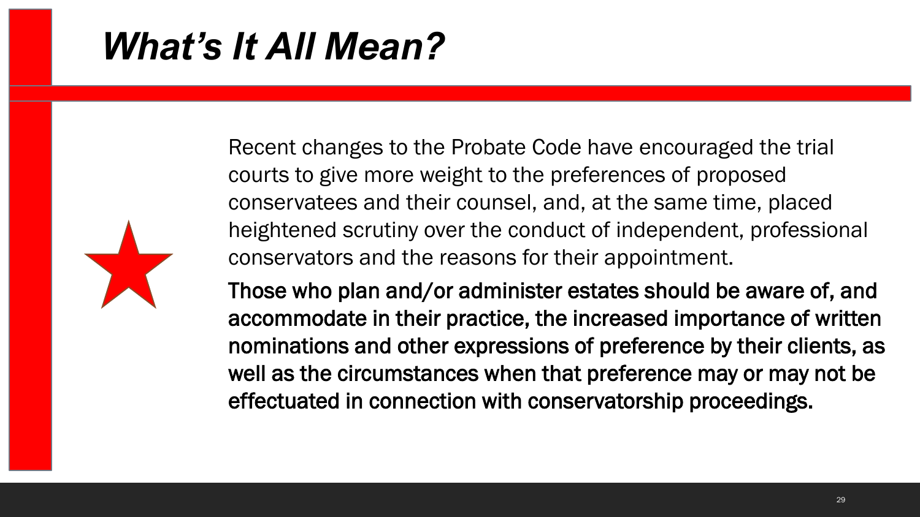# ***What's It All Mean?***

Recent changes to the Probate Code have encouraged the trial courts to give more weight to the preferences of proposed conservatees and their counsel, and, at the same time, placed heightened scrutiny over the conduct of independent, professional conservators and the reasons for their appointment.

**Those who plan and/or administer estates should be aware of, and accommodate in their practice, the increased importance of written nominations and other expressions of preference by their clients, as well as the circumstances when that preference may or may not be effectuated in connection with conservatorship proceedings.**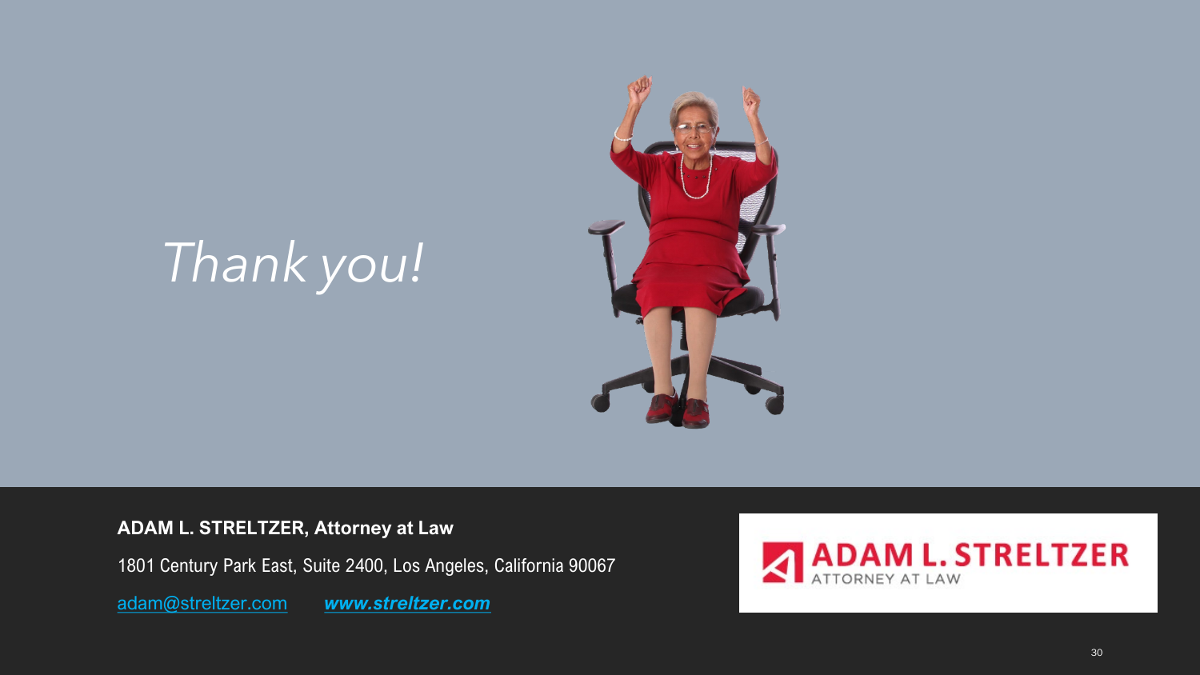*Thank you!*

**ADAM L. STRELTZER, Attorney at Law**

1801 Century Park East, Suite 2400, Los Angeles, California 90067

adam@streltzer.com ***www.streltzer.com***

ADAM L. STRELTZER
ATTORNEY AT LAW